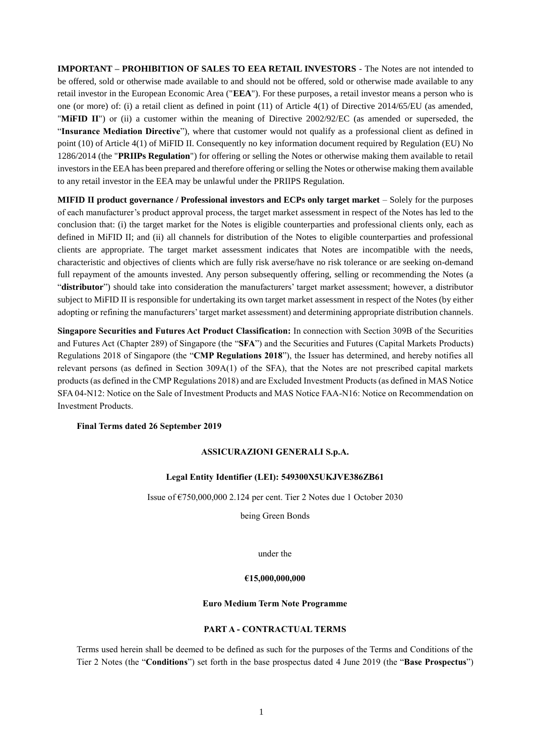**IMPORTANT – PROHIBITION OF SALES TO EEA RETAIL INVESTORS** - The Notes are not intended to be offered, sold or otherwise made available to and should not be offered, sold or otherwise made available to any retail investor in the European Economic Area ("**EEA**"). For these purposes, a retail investor means a person who is one (or more) of: (i) a retail client as defined in point (11) of Article 4(1) of Directive 2014/65/EU (as amended, "**MiFID II**") or (ii) a customer within the meaning of Directive 2002/92/EC (as amended or superseded, the "**Insurance Mediation Directive**"), where that customer would not qualify as a professional client as defined in point (10) of Article 4(1) of MiFID II. Consequently no key information document required by Regulation (EU) No 1286/2014 (the "**PRIIPs Regulation**") for offering or selling the Notes or otherwise making them available to retail investors in the EEA has been prepared and therefore offering or selling the Notes or otherwise making them available to any retail investor in the EEA may be unlawful under the PRIIPS Regulation.

**MIFID II product governance / Professional investors and ECPs only target market** – Solely for the purposes of each manufacturer's product approval process, the target market assessment in respect of the Notes has led to the conclusion that: (i) the target market for the Notes is eligible counterparties and professional clients only, each as defined in MiFID II; and (ii) all channels for distribution of the Notes to eligible counterparties and professional clients are appropriate. The target market assessment indicates that Notes are incompatible with the needs, characteristic and objectives of clients which are fully risk averse/have no risk tolerance or are seeking on-demand full repayment of the amounts invested. Any person subsequently offering, selling or recommending the Notes (a "**distributor**") should take into consideration the manufacturers' target market assessment; however, a distributor subject to MiFID II is responsible for undertaking its own target market assessment in respect of the Notes (by either adopting or refining the manufacturers' target market assessment) and determining appropriate distribution channels.

**Singapore Securities and Futures Act Product Classification:** In connection with Section 309B of the Securities and Futures Act (Chapter 289) of Singapore (the "**SFA**") and the Securities and Futures (Capital Markets Products) Regulations 2018 of Singapore (the "**CMP Regulations 2018**"), the Issuer has determined, and hereby notifies all relevant persons (as defined in Section 309A(1) of the SFA), that the Notes are not prescribed capital markets products (as defined in the CMP Regulations 2018) and are Excluded Investment Products (as defined in MAS Notice SFA 04-N12: Notice on the Sale of Investment Products and MAS Notice FAA-N16: Notice on Recommendation on Investment Products.

**Final Terms dated 26 September 2019**

**ASSICURAZIONI GENERALI S.p.A.**

**Legal Entity Identifier (LEI): 549300X5UKJVE386ZB61**

Issue of €750,000,000 2.124 per cent. Tier 2 Notes due 1 October 2030

being Green Bonds

under the

**€15,000,000,000**

**Euro Medium Term Note Programme**

## PART A - CONTRACTUAL TERMS

Terms used herein shall be deemed to be defined as such for the purposes of the Terms and Conditions of the Tier 2 Notes (the "**Conditions**") set forth in the base prospectus dated 4 June 2019 (the "**Base Prospectus**")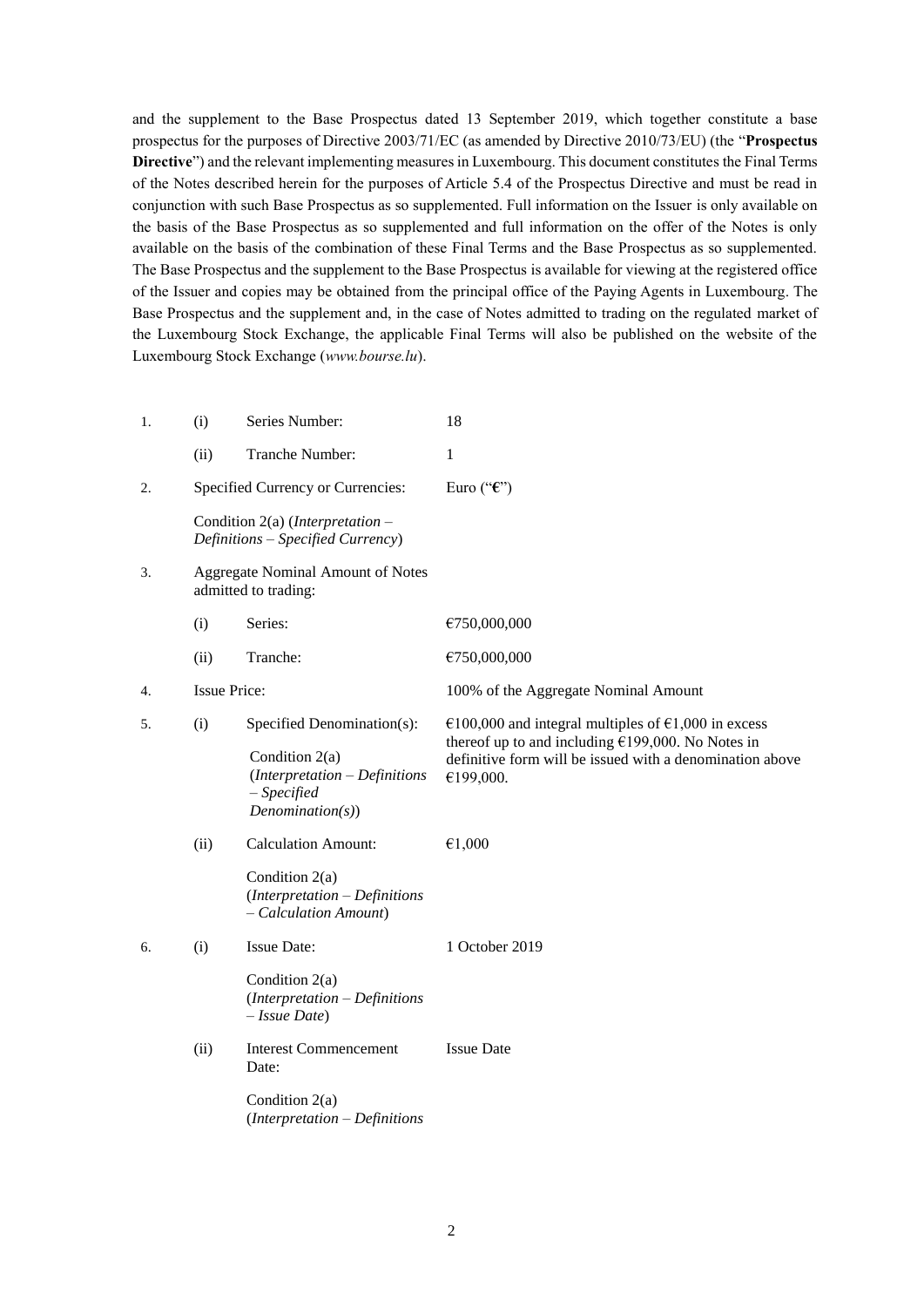and the supplement to the Base Prospectus dated 13 September 2019, which together constitute a base prospectus for the purposes of Directive 2003/71/EC (as amended by Directive 2010/73/EU) (the "**Prospectus Directive**") and the relevant implementing measures in Luxembourg. This document constitutes the Final Terms of the Notes described herein for the purposes of Article 5.4 of the Prospectus Directive and must be read in conjunction with such Base Prospectus as so supplemented. Full information on the Issuer is only available on the basis of the Base Prospectus as so supplemented and full information on the offer of the Notes is only available on the basis of the combination of these Final Terms and the Base Prospectus as so supplemented. The Base Prospectus and the supplement to the Base Prospectus is available for viewing at the registered office of the Issuer and copies may be obtained from the principal office of the Paying Agents in Luxembourg. The Base Prospectus and the supplement and, in the case of Notes admitted to trading on the regulated market of the Luxembourg Stock Exchange, the applicable Final Terms will also be published on the website of the Luxembourg Stock Exchange (*www.bourse.lu*).

| | | | |
|---|---|---|---|
| 1. | (i) | Series Number: | 18 |
| | (ii) | Tranche Number: | 1 |
| 2. | | Specified Currency or Currencies:<br><br>Condition 2(a) (*Interpretation – Definitions – Specified Currency*) | Euro ("**€**") |
| 3. | | Aggregate Nominal Amount of Notes admitted to trading: | |
| | (i) | Series: | €750,000,000 |
| | (ii) | Tranche: | €750,000,000 |
| 4. | | Issue Price: | 100% of the Aggregate Nominal Amount |
| 5. | (i) | Specified Denomination(s):<br><br>Condition 2(a) (*Interpretation – Definitions – Specified Denomination(s)*) | €100,000 and integral multiples of €1,000 in excess thereof up to and including €199,000. No Notes in definitive form will be issued with a denomination above €199,000. |
| | (ii) | Calculation Amount:<br><br>Condition 2(a) (*Interpretation – Definitions – Calculation Amount*) | €1,000 |
| 6. | (i) | Issue Date:<br><br>Condition 2(a) (*Interpretation – Definitions – Issue Date*) | 1 October 2019 |
| | (ii) | Interest Commencement Date:<br><br>Condition 2(a) (*Interpretation – Definitions* | Issue Date |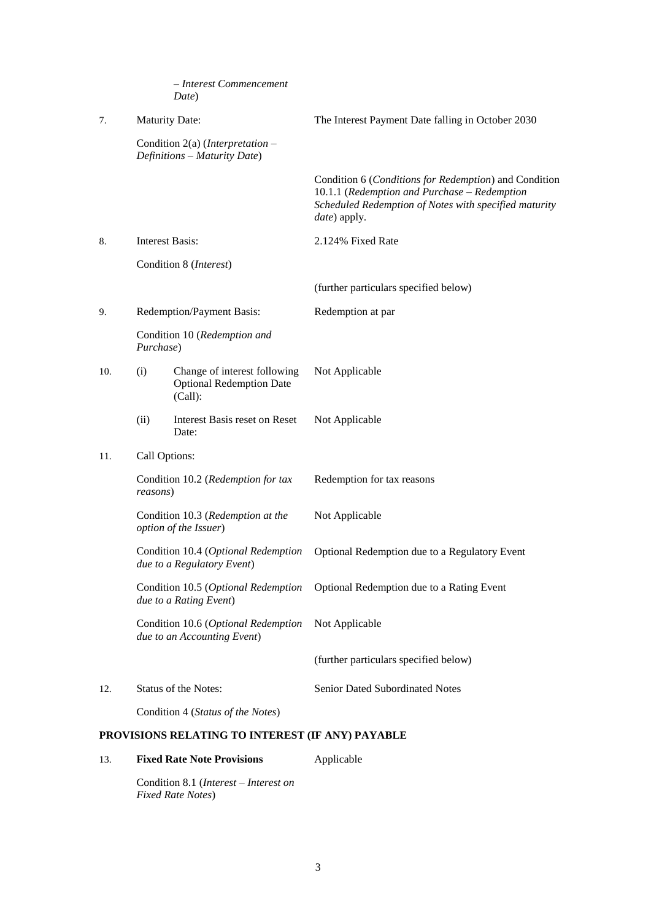|  |  |  |
|---|---|---|
|  | – *Interest Commencement Date*) |  |
| 7. | Maturity Date: | The Interest Payment Date falling in October 2030 |
|  | Condition 2(a) (*Interpretation – Definitions – Maturity Date*) |  |
|  |  | Condition 6 (*Conditions for Redemption*) and Condition 10.1.1 (*Redemption and Purchase – Redemption Scheduled Redemption of Notes with specified maturity date*) apply. |
| 8. | Interest Basis: | 2.124% Fixed Rate |
|  | Condition 8 (*Interest*) |  |
|  |  | (further particulars specified below) |
| 9. | Redemption/Payment Basis: | Redemption at par |
|  | Condition 10 (*Redemption and Purchase*) |  |
| 10. | (i) Change of interest following Optional Redemption Date (Call): | Not Applicable |
|  | (ii) Interest Basis reset on Reset Date: | Not Applicable |
| 11. | Call Options: |  |
|  | Condition 10.2 (*Redemption for tax reasons*) | Redemption for tax reasons |
|  | Condition 10.3 (*Redemption at the option of the Issuer*) | Not Applicable |
|  | Condition 10.4 (*Optional Redemption due to a Regulatory Event*) | Optional Redemption due to a Regulatory Event |
|  | Condition 10.5 (*Optional Redemption due to a Rating Event*) | Optional Redemption due to a Rating Event |
|  | Condition 10.6 (*Optional Redemption due to an Accounting Event*) | Not Applicable |
|  |  | (further particulars specified below) |
| 12. | Status of the Notes: | Senior Dated Subordinated Notes |
|  | Condition 4 (*Status of the Notes*) |  |

## PROVISIONS RELATING TO INTEREST (IF ANY) PAYABLE

|  |  |  |
|---|---|---|
| 13. | **Fixed Rate Note Provisions** | Applicable |
|  | Condition 8.1 (*Interest – Interest on Fixed Rate Notes*) |  |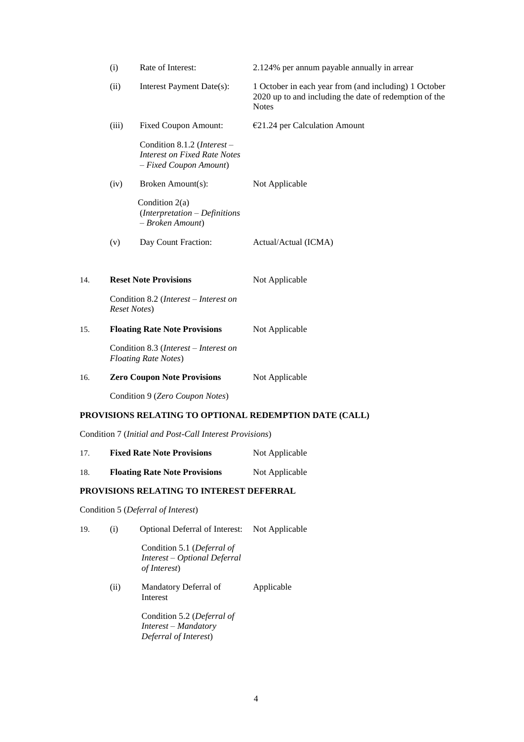| | | | |
|---|---|---|---|
| | (i) | Rate of Interest: | 2.124% per annum payable annually in arrear |
| | (ii) | Interest Payment Date(s): | 1 October in each year from (and including) 1 October 2020 up to and including the date of redemption of the Notes |
| | (iii) | Fixed Coupon Amount:<br><br>Condition 8.1.2 (*Interest – Interest on Fixed Rate Notes – Fixed Coupon Amount*) | €21.24 per Calculation Amount |
| | (iv) | Broken Amount(s):<br><br>Condition 2(a) (*Interpretation – Definitions – Broken Amount*) | Not Applicable |
| | (v) | Day Count Fraction: | Actual/Actual (ICMA) |
| 14. | **Reset Note Provisions**<br><br>Condition 8.2 (*Interest – Interest on Reset Notes*) | | Not Applicable |
| 15. | **Floating Rate Note Provisions**<br><br>Condition 8.3 (*Interest – Interest on Floating Rate Notes*) | | Not Applicable |
| 16. | **Zero Coupon Note Provisions**<br><br>Condition 9 (*Zero Coupon Notes*) | | Not Applicable |

**PROVISIONS RELATING TO OPTIONAL REDEMPTION DATE (CALL)**

Condition 7 (*Initial and Post-Call Interest Provisions*)

| | | |
|---|---|---|
| 17. | **Fixed Rate Note Provisions** | Not Applicable |
| 18. | **Floating Rate Note Provisions** | Not Applicable |

**PROVISIONS RELATING TO INTEREST DEFERRAL**

Condition 5 (*Deferral of Interest*)

| | | | |
|---|---|---|---|
| 19. | (i) | Optional Deferral of Interest:<br><br>Condition 5.1 (*Deferral of Interest – Optional Deferral of Interest*) | Not Applicable |
| | (ii) | Mandatory Deferral of Interest<br><br>Condition 5.2 (*Deferral of Interest – Mandatory Deferral of Interest*) | Applicable |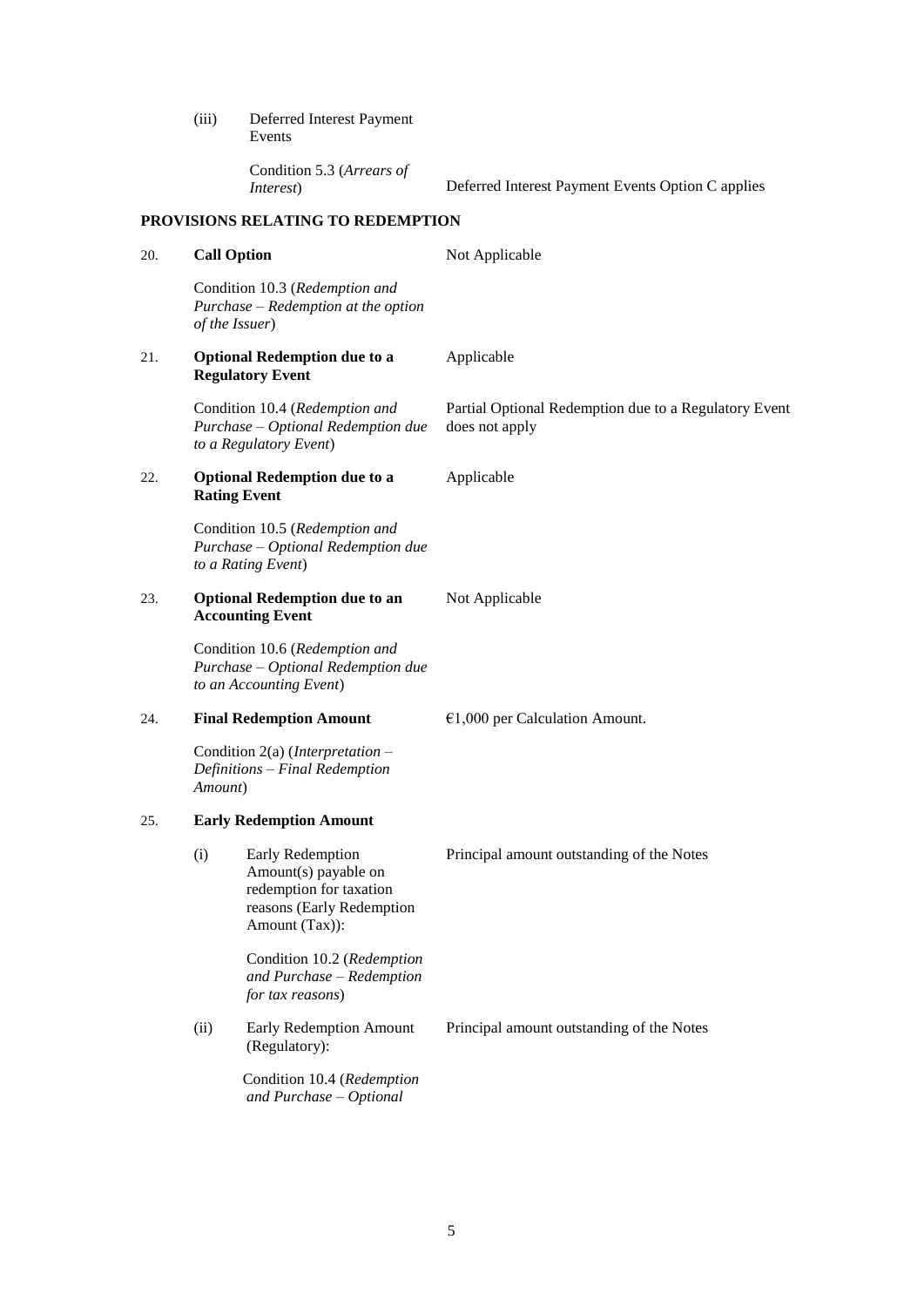| | | |
|---|---|---|
| | (iii) Deferred Interest Payment Events | |
| | Condition 5.3 (*Arrears of Interest*) | Deferred Interest Payment Events Option C applies |

**PROVISIONS RELATING TO REDEMPTION**

| | | |
|---|---|---|
| 20. | **Call Option** | Not Applicable |
| | Condition 10.3 (*Redemption and Purchase – Redemption at the option of the Issuer*) | |
| 21. | **Optional Redemption due to a Regulatory Event** | Applicable |
| | Condition 10.4 (*Redemption and Purchase – Optional Redemption due to a Regulatory Event*) | Partial Optional Redemption due to a Regulatory Event does not apply |
| 22. | **Optional Redemption due to a Rating Event** | Applicable |
| | Condition 10.5 (*Redemption and Purchase – Optional Redemption due to a Rating Event*) | |
| 23. | **Optional Redemption due to an Accounting Event** | Not Applicable |
| | Condition 10.6 (*Redemption and Purchase – Optional Redemption due to an Accounting Event*) | |
| 24. | **Final Redemption Amount** | €1,000 per Calculation Amount. |
| | Condition 2(a) (*Interpretation – Definitions – Final Redemption Amount*) | |
| 25. | **Early Redemption Amount** | |
| | (i) Early Redemption Amount(s) payable on redemption for taxation reasons (Early Redemption Amount (Tax)): | Principal amount outstanding of the Notes |
| | Condition 10.2 (*Redemption and Purchase – Redemption for tax reasons*) | |
| | (ii) Early Redemption Amount (Regulatory): | Principal amount outstanding of the Notes |
| | Condition 10.4 (*Redemption and Purchase – Optional* | |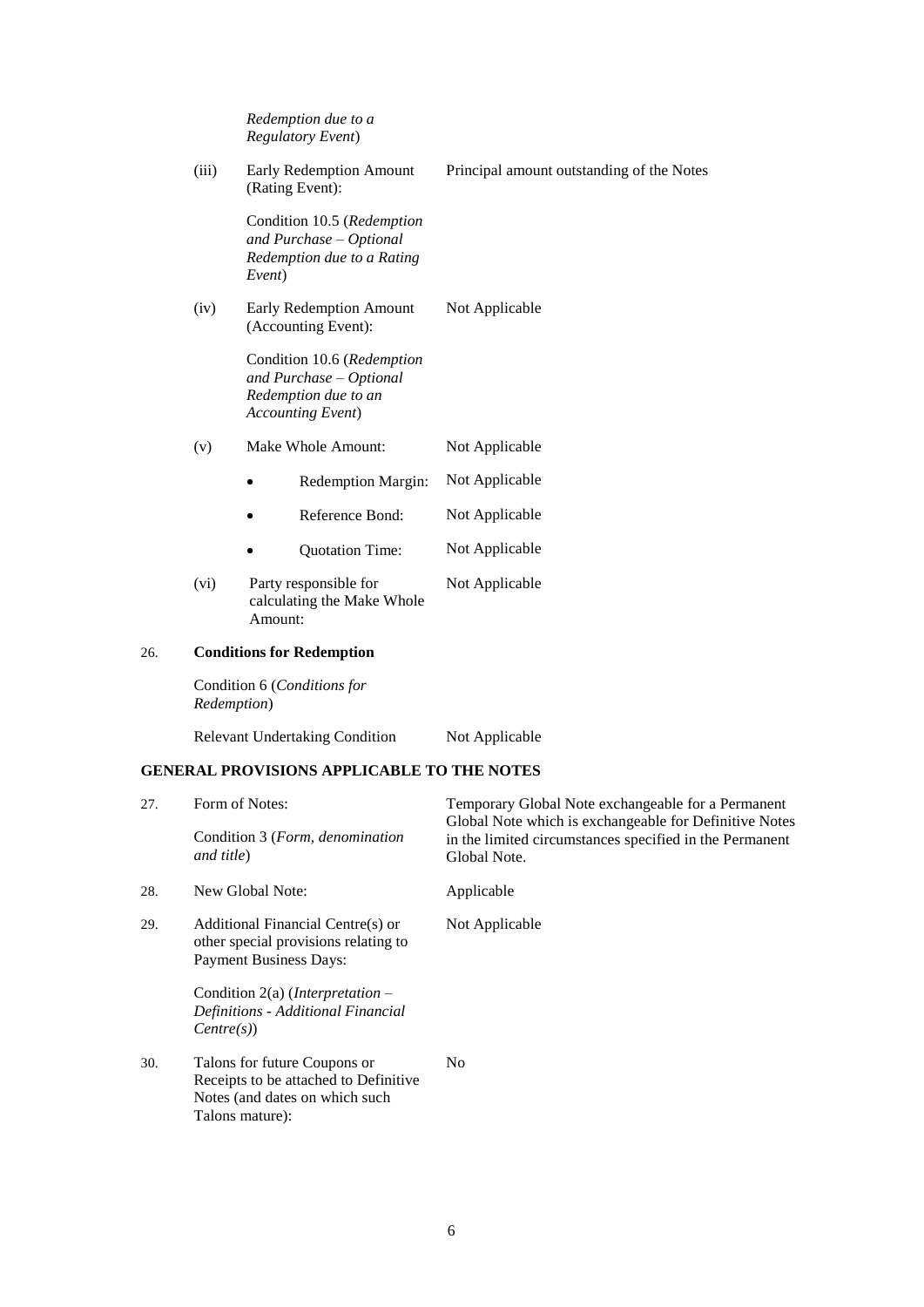| | | |
|---|---|---|
| | *Redemption due to a Regulatory Event*) | |
| (iii) | Early Redemption Amount (Rating Event): | Principal amount outstanding of the Notes |
| | Condition 10.5 (*Redemption and Purchase – Optional Redemption due to a Rating Event*) | |
| (iv) | Early Redemption Amount (Accounting Event): | Not Applicable |
| | Condition 10.6 (*Redemption and Purchase – Optional Redemption due to an Accounting Event*) | |
| (v) | Make Whole Amount: | Not Applicable |
| | • Redemption Margin: | Not Applicable |
| | • Reference Bond: | Not Applicable |
| | • Quotation Time: | Not Applicable |
| (vi) | Party responsible for calculating the Make Whole Amount: | Not Applicable |

26. **Conditions for Redemption**

Condition 6 (*Conditions for Redemption*)

| | |
|---|---|
| Relevant Undertaking Condition | Not Applicable |

**GENERAL PROVISIONS APPLICABLE TO THE NOTES**

| | | |
|---|---|---|
| 27. | Form of Notes:<br>Condition 3 (*Form, denomination and title*) | Temporary Global Note exchangeable for a Permanent Global Note which is exchangeable for Definitive Notes in the limited circumstances specified in the Permanent Global Note. |
| 28. | New Global Note: | Applicable |
| 29. | Additional Financial Centre(s) or other special provisions relating to Payment Business Days:<br>Condition 2(a) (*Interpretation – Definitions - Additional Financial Centre(s)*) | Not Applicable |
| 30. | Talons for future Coupons or Receipts to be attached to Definitive Notes (and dates on which such Talons mature): | No |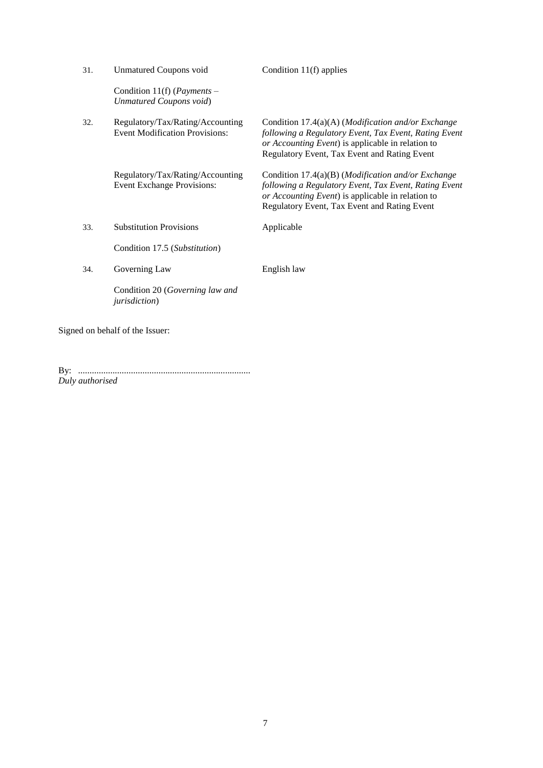| | | |
|---|---|---|
| 31. | Unmatured Coupons void<br><br>Condition 11(f) (*Payments – Unmatured Coupons void*) | Condition 11(f) applies |
| 32. | Regulatory/Tax/Rating/Accounting Event Modification Provisions: | Condition 17.4(a)(A) (*Modification and/or Exchange following a Regulatory Event, Tax Event, Rating Event or Accounting Event*) is applicable in relation to Regulatory Event, Tax Event and Rating Event |
| | Regulatory/Tax/Rating/Accounting Event Exchange Provisions: | Condition 17.4(a)(B) (*Modification and/or Exchange following a Regulatory Event, Tax Event, Rating Event or Accounting Event*) is applicable in relation to Regulatory Event, Tax Event and Rating Event |
| 33. | Substitution Provisions<br><br>Condition 17.5 (*Substitution*) | Applicable |
| 34. | Governing Law<br><br>Condition 20 (*Governing law and jurisdiction*) | English law |

Signed on behalf of the Issuer:

By: ..........................................................................
*Duly authorised*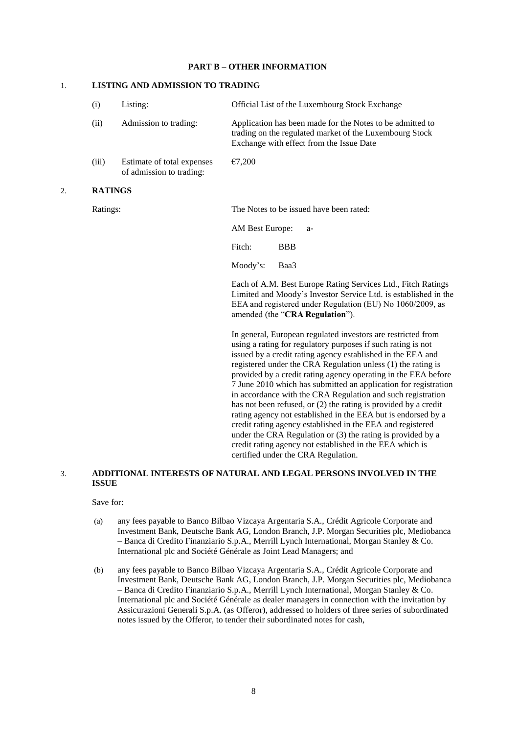**PART B – OTHER INFORMATION**

1. **LISTING AND ADMISSION TO TRADING**

| | | |
|---|---|---|
| (i) | Listing: | Official List of the Luxembourg Stock Exchange |
| (ii) | Admission to trading: | Application has been made for the Notes to be admitted to trading on the regulated market of the Luxembourg Stock Exchange with effect from the Issue Date |
| (iii) | Estimate of total expenses of admission to trading: | €7,200 |

2. **RATINGS**

Ratings: The Notes to be issued have been rated:

AM Best Europe: a-

Fitch: BBB

Moody's: Baa3

Each of A.M. Best Europe Rating Services Ltd., Fitch Ratings Limited and Moody's Investor Service Ltd. is established in the EEA and registered under Regulation (EU) No 1060/2009, as amended (the "**CRA Regulation**").

In general, European regulated investors are restricted from using a rating for regulatory purposes if such rating is not issued by a credit rating agency established in the EEA and registered under the CRA Regulation unless (1) the rating is provided by a credit rating agency operating in the EEA before 7 June 2010 which has submitted an application for registration in accordance with the CRA Regulation and such registration has not been refused, or (2) the rating is provided by a credit rating agency not established in the EEA but is endorsed by a credit rating agency established in the EEA and registered under the CRA Regulation or (3) the rating is provided by a credit rating agency not established in the EEA which is certified under the CRA Regulation.

3. **ADDITIONAL INTERESTS OF NATURAL AND LEGAL PERSONS INVOLVED IN THE ISSUE**

Save for:

(a) any fees payable to Banco Bilbao Vizcaya Argentaria S.A., Crédit Agricole Corporate and Investment Bank, Deutsche Bank AG, London Branch, J.P. Morgan Securities plc, Mediobanca – Banca di Credito Finanziario S.p.A., Merrill Lynch International, Morgan Stanley & Co. International plc and Société Générale as Joint Lead Managers; and

(b) any fees payable to Banco Bilbao Vizcaya Argentaria S.A., Crédit Agricole Corporate and Investment Bank, Deutsche Bank AG, London Branch, J.P. Morgan Securities plc, Mediobanca – Banca di Credito Finanziario S.p.A., Merrill Lynch International, Morgan Stanley & Co. International plc and Société Générale as dealer managers in connection with the invitation by Assicurazioni Generali S.p.A. (as Offeror), addressed to holders of three series of subordinated notes issued by the Offeror, to tender their subordinated notes for cash,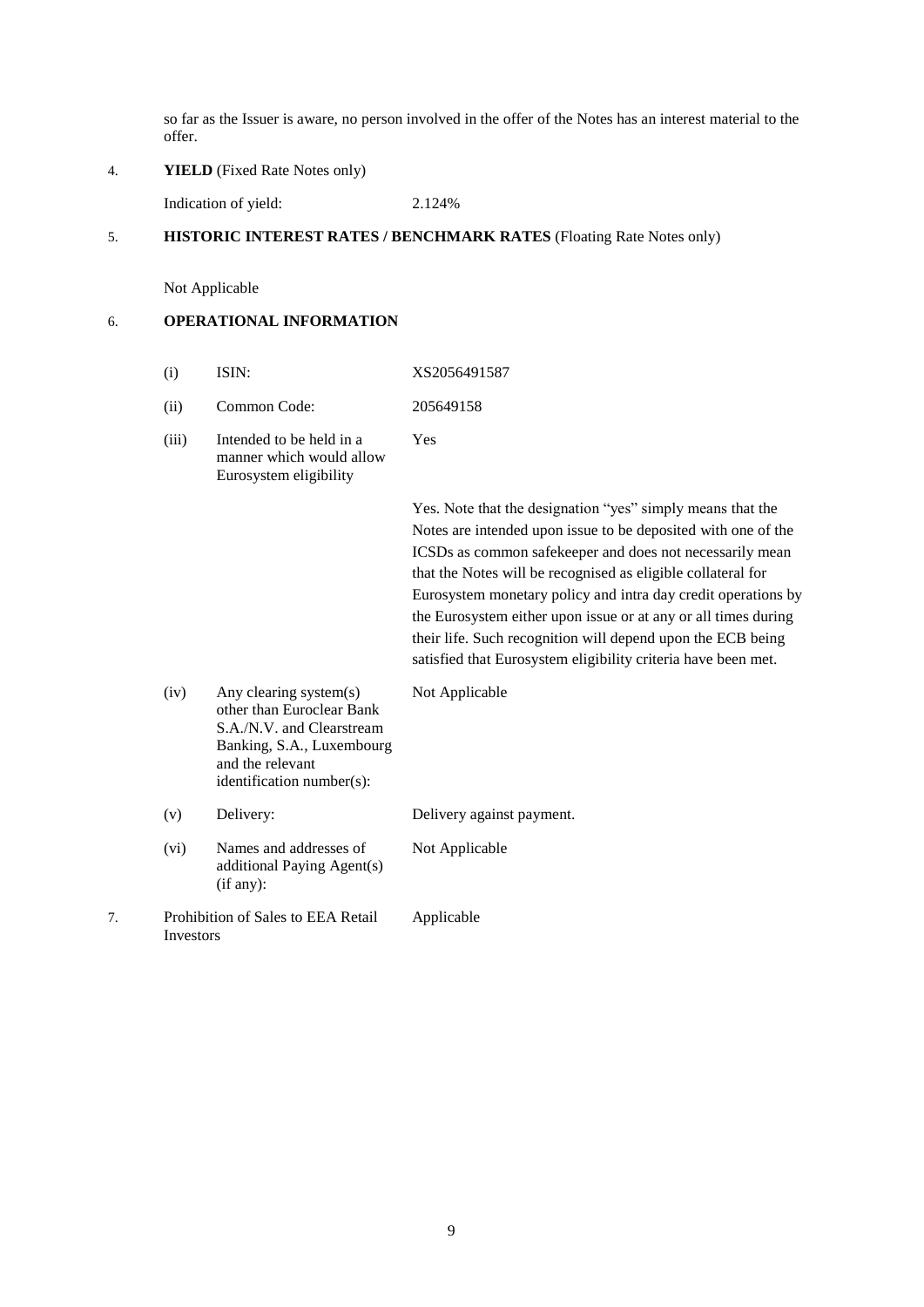so far as the Issuer is aware, no person involved in the offer of the Notes has an interest material to the offer.

4. **YIELD** (Fixed Rate Notes only)

| | |
|---|---|
| Indication of yield: | 2.124% |

5. **HISTORIC INTEREST RATES / BENCHMARK RATES** (Floating Rate Notes only)

Not Applicable

6. **OPERATIONAL INFORMATION**

| | | |
|---|---|---|
| (i) | ISIN: | XS2056491587 |
| (ii) | Common Code: | 205649158 |
| (iii) | Intended to be held in a manner which would allow Eurosystem eligibility | Yes |
| | | Yes. Note that the designation "yes" simply means that the Notes are intended upon issue to be deposited with one of the ICSDs as common safekeeper and does not necessarily mean that the Notes will be recognised as eligible collateral for Eurosystem monetary policy and intra day credit operations by the Eurosystem either upon issue or at any or all times during their life. Such recognition will depend upon the ECB being satisfied that Eurosystem eligibility criteria have been met. |
| (iv) | Any clearing system(s) other than Euroclear Bank S.A./N.V. and Clearstream Banking, S.A., Luxembourg and the relevant identification number(s): | Not Applicable |
| (v) | Delivery: | Delivery against payment. |
| (vi) | Names and addresses of additional Paying Agent(s) (if any): | Not Applicable |

7. Prohibition of Sales to EEA Retail Investors — Applicable